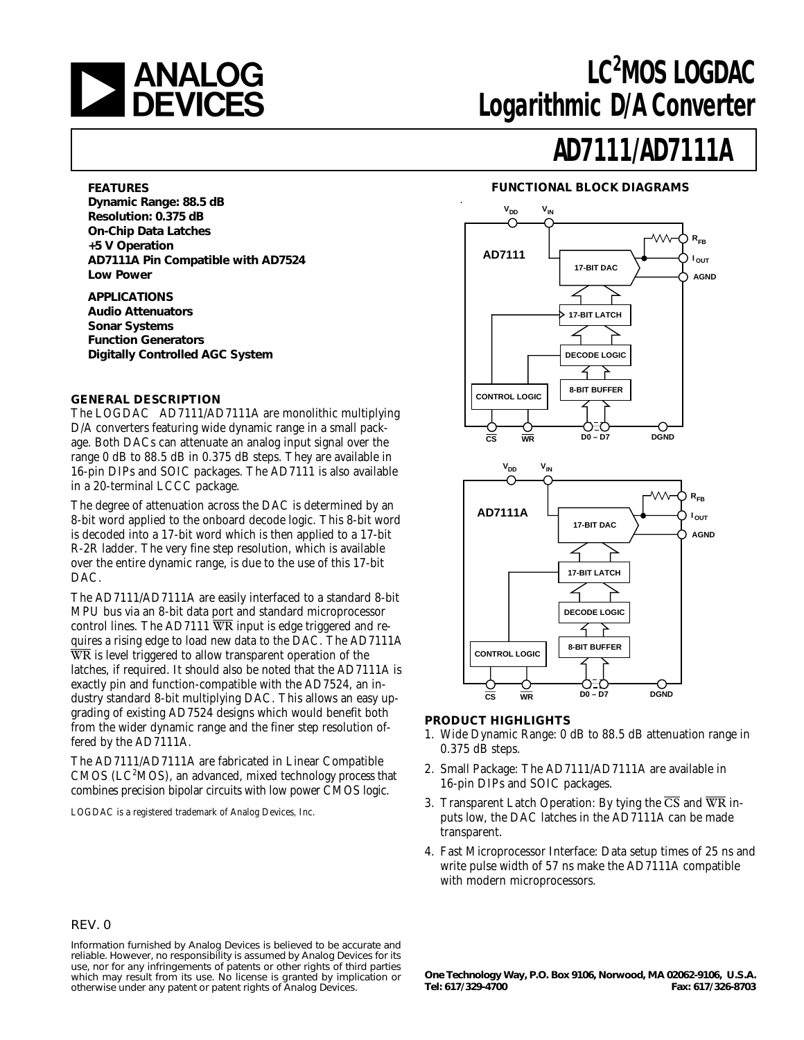# LC$^2$MOS LOGDAC Logarithmic D/A Converter

# AD7111/AD7111A

### FEATURES

**Dynamic Range: 88.5 dB**
**Resolution: 0.375 dB**
**On-Chip Data Latches**
**+5 V Operation**
**AD7111A Pin Compatible with AD7524**
**Low Power**

### APPLICATIONS

**Audio Attenuators**
**Sonar Systems**
**Function Generators**
**Digitally Controlled AGC System**

### FUNCTIONAL BLOCK DIAGRAMS

### GENERAL DESCRIPTION

The LOGDAC AD7111/AD7111A are monolithic multiplying D/A converters featuring wide dynamic range in a small package. Both DACs can attenuate an analog input signal over the range 0 dB to 88.5 dB in 0.375 dB steps. They are available in 16-pin DIPs and SOIC packages. The AD7111 is also available in a 20-terminal LCCC package.

The degree of attenuation across the DAC is determined by an 8-bit word applied to the onboard decode logic. This 8-bit word is decoded into a 17-bit word which is then applied to a 17-bit R-2R ladder. The very fine step resolution, which is available over the entire dynamic range, is due to the use of this 17-bit DAC.

The AD7111/AD7111A are easily interfaced to a standard 8-bit MPU bus via an 8-bit data port and standard microprocessor control lines. The AD7111 $\overline{WR}$ input is edge triggered and requires a rising edge to load new data to the DAC. The AD7111A $\overline{WR}$ is level triggered to allow transparent operation of the latches, if required. It should also be noted that the AD7111A is exactly pin and function-compatible with the AD7524, an industry standard 8-bit multiplying DAC. This allows an easy upgrading of existing AD7524 designs which would benefit both from the wider dynamic range and the finer step resolution offered by the AD7111A.

The AD7111/AD7111A are fabricated in Linear Compatible CMOS (LC$^2$MOS), an advanced, mixed technology process that combines precision bipolar circuits with low power CMOS logic.

*LOGDAC is a registered trademark of Analog Devices, Inc.*

### PRODUCT HIGHLIGHTS

1. Wide Dynamic Range: 0 dB to 88.5 dB attenuation range in 0.375 dB steps.
2. Small Package: The AD7111/AD7111A are available in 16-pin DIPs and SOIC packages.
3. Transparent Latch Operation: By tying the $\overline{CS}$ and $\overline{WR}$ inputs low, the DAC latches in the AD7111A can be made transparent.
4. Fast Microprocessor Interface: Data setup times of 25 ns and write pulse width of 57 ns make the AD7111A compatible with modern microprocessors.

REV. 0

Information furnished by Analog Devices is believed to be accurate and reliable. However, no responsibility is assumed by Analog Devices for its use, nor for any infringements of patents or other rights of third parties which may result from its use. No license is granted by implication or otherwise under any patent or patent rights of Analog Devices.

**One Technology Way, P.O. Box 9106, Norwood, MA 02062-9106, U.S.A.**
**Tel: 617/329-4700 Fax: 617/326-8703**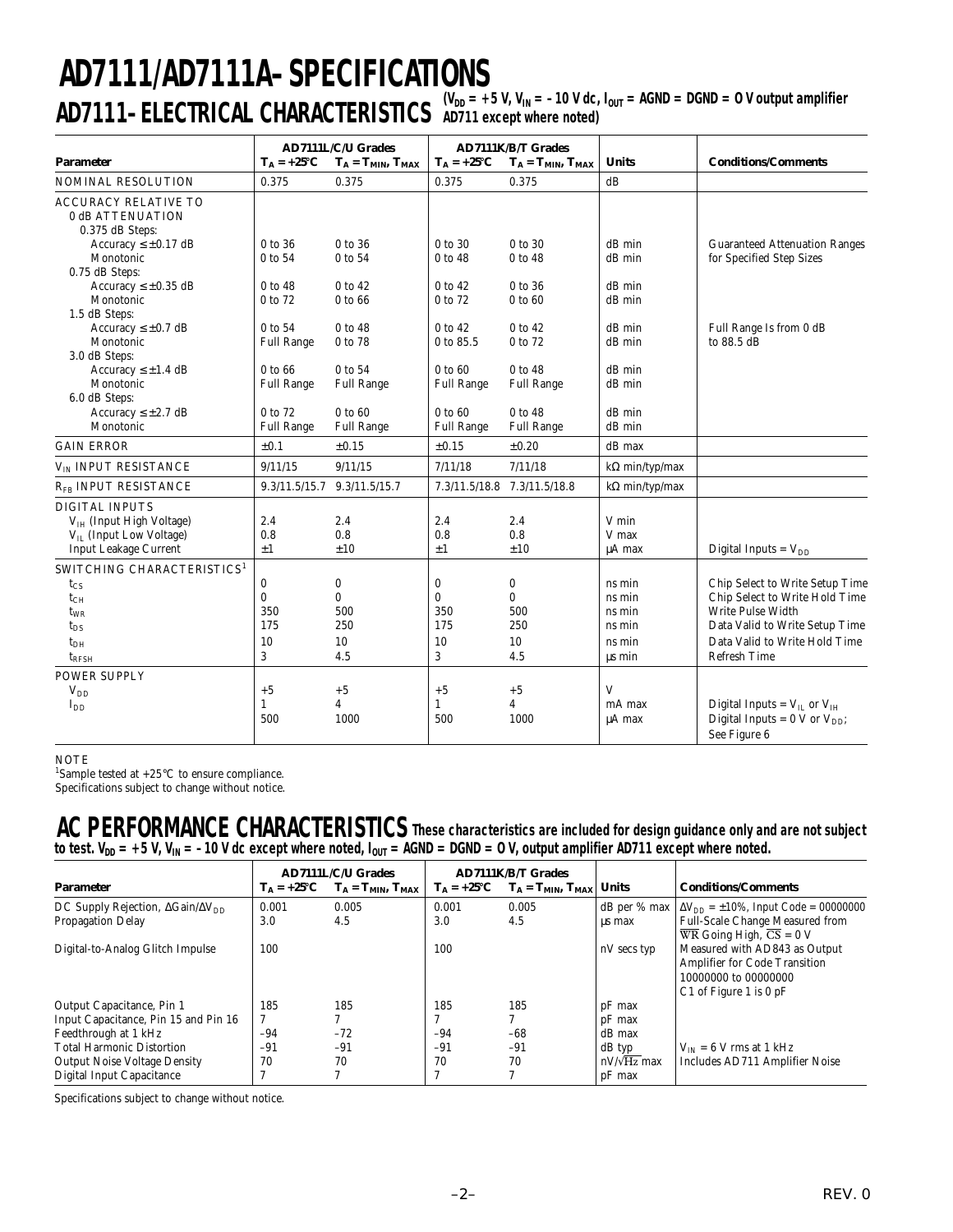# AD7111/AD7111A–SPECIFICATIONS

## AD7111–ELECTRICAL CHARACTERISTICS ($V_{DD}$ = +5 V, $V_{IN}$ = –10 V dc, $I_{OUT}$ = AGND = DGND = 0 V output amplifier AD711 except where noted)

| Parameter | AD7111L/C/U Grades $T_A = +25°C$ | AD7111L/C/U Grades $T_A = T_{MIN}, T_{MAX}$ | AD7111K/B/T Grades $T_A = +25°C$ | AD7111K/B/T Grades $T_A = T_{MIN}, T_{MAX}$ | Units | Conditions/Comments |
|---|---|---|---|---|---|---|
| NOMINAL RESOLUTION | 0.375 | 0.375 | 0.375 | 0.375 | dB | |
| ACCURACY RELATIVE TO 0 dB ATTENUATION | | | | | | |
| 0.375 dB Steps: | | | | | | |
| Accuracy ≤ ±0.17 dB | 0 to 36 | 0 to 36 | 0 to 30 | 0 to 30 | dB min | Guaranteed Attenuation Ranges |
| Monotonic | 0 to 54 | 0 to 54 | 0 to 48 | 0 to 48 | dB min | for Specified Step Sizes |
| 0.75 dB Steps: | | | | | | |
| Accuracy ≤ ±0.35 dB | 0 to 48 | 0 to 42 | 0 to 42 | 0 to 36 | dB min | |
| Monotonic | 0 to 72 | 0 to 66 | 0 to 72 | 0 to 60 | dB min | |
| 1.5 dB Steps: | | | | | | |
| Accuracy ≤ ±0.7 dB | 0 to 54 | 0 to 48 | 0 to 42 | 0 to 42 | dB min | Full Range Is from 0 dB |
| Monotonic | Full Range | 0 to 78 | 0 to 85.5 | 0 to 72 | dB min | to 88.5 dB |
| 3.0 dB Steps: | | | | | | |
| Accuracy ≤ ±1.4 dB | 0 to 66 | 0 to 54 | 0 to 60 | 0 to 48 | dB min | |
| Monotonic | Full Range | Full Range | Full Range | Full Range | dB min | |
| 6.0 dB Steps: | | | | | | |
| Accuracy ≤ ±2.7 dB | 0 to 72 | 0 to 60 | 0 to 60 | 0 to 48 | dB min | |
| Monotonic | Full Range | Full Range | Full Range | Full Range | dB min | |
| GAIN ERROR | ±0.1 | ±0.15 | ±0.15 | ±0.20 | dB max | |
| $V_{IN}$ INPUT RESISTANCE | 9/11/15 | 9/11/15 | 7/11/18 | 7/11/18 | kΩ min/typ/max | |
| $R_{FB}$ INPUT RESISTANCE | 9.3/11.5/15.7 | 9.3/11.5/15.7 | 7.3/11.5/18.8 | 7.3/11.5/18.8 | kΩ min/typ/max | |
| DIGITAL INPUTS | | | | | | |
| $V_{IH}$ (Input High Voltage) | 2.4 | 2.4 | 2.4 | 2.4 | V min | |
| $V_{IL}$ (Input Low Voltage) | 0.8 | 0.8 | 0.8 | 0.8 | V max | |
| Input Leakage Current | ±1 | ±10 | ±1 | ±10 | µA max | Digital Inputs = $V_{DD}$ |
| SWITCHING CHARACTERISTICS[1] | | | | | | |
| $t_{CS}$ | 0 | 0 | 0 | 0 | ns min | Chip Select to Write Setup Time |
| $t_{CH}$ | 0 | 0 | 0 | 0 | ns min | Chip Select to Write Hold Time |
| $t_{WR}$ | 350 | 500 | 350 | 500 | ns min | Write Pulse Width |
| $t_{DS}$ | 175 | 250 | 175 | 250 | ns min | Data Valid to Write Setup Time |
| $t_{DH}$ | 10 | 10 | 10 | 10 | ns min | Data Valid to Write Hold Time |
| $t_{RFSH}$ | 3 | 4.5 | 3 | 4.5 | µs min | Refresh Time |
| POWER SUPPLY | | | | | | |
| $V_{DD}$ | +5 | +5 | +5 | +5 | V | |
| $I_{DD}$ | 1 | 4 | 1 | 4 | mA max | Digital Inputs = $V_{IL}$ or $V_{IH}$ |
| | 500 | 1000 | 500 | 1000 | µA max | Digital Inputs = 0 V or $V_{DD}$; See Figure 6 |

NOTE
[1]Sample tested at +25°C to ensure compliance.
Specifications subject to change without notice.

## AC PERFORMANCE CHARACTERISTICS These characteristics are included for design guidance only and are not subject to test. $V_{DD}$ = +5 V, $V_{IN}$ = –10 V dc except where noted, $I_{OUT}$ = AGND = DGND = 0 V, output amplifier AD711 except where noted.

| Parameter | AD7111L/C/U Grades $T_A = +25°C$ | AD7111L/C/U Grades $T_A = T_{MIN}, T_{MAX}$ | AD7111K/B/T Grades $T_A = +25°C$ | AD7111K/B/T Grades $T_A = T_{MIN}, T_{MAX}$ | Units | Conditions/Comments |
|---|---|---|---|---|---|---|
| DC Supply Rejection, ΔGain/Δ$V_{DD}$ | 0.001 | 0.005 | 0.001 | 0.005 | dB per % max | Δ$V_{DD}$ = ±10%, Input Code = 00000000 |
| Propagation Delay | 3.0 | 4.5 | 3.0 | 4.5 | µs max | Full-Scale Change Measured from $\overline{WR}$ Going High, $\overline{CS}$ = 0 V |
| Digital-to-Analog Glitch Impulse | 100 | | 100 | | nV secs typ | Measured with AD843 as Output Amplifier for Code Transition 10000000 to 00000000 C1 of Figure 1 is 0 pF |
| Output Capacitance, Pin 1 | 185 | 185 | 185 | 185 | pF max | |
| Input Capacitance, Pin 15 and Pin 16 | 7 | 7 | 7 | 7 | pF max | |
| Feedthrough at 1 kHz | –94 | –72 | –94 | –68 | dB max | |
| Total Harmonic Distortion | –91 | –91 | –91 | –91 | dB typ | $V_{IN}$ = 6 V rms at 1 kHz |
| Output Noise Voltage Density | 70 | 70 | 70 | 70 | nV/√Hz max | Includes AD711 Amplifier Noise |
| Digital Input Capacitance | 7 | 7 | 7 | 7 | pF max | |

Specifications subject to change without notice.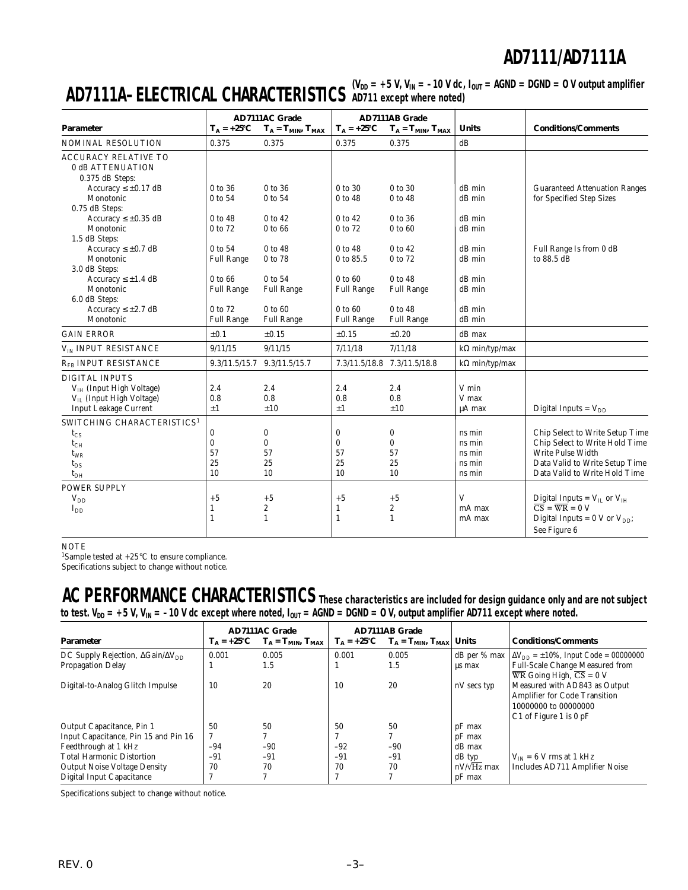## AD7111A–ELECTRICAL CHARACTERISTICS

($V_{DD}$ = +5 V, $V_{IN}$ = –10 V dc, $I_{OUT}$ = AGND = DGND = 0 V output amplifier AD711 except where noted)

| Parameter | AD7111AC Grade | | AD7111AB Grade | | Units | Conditions/Comments |
|---|---|---|---|---|---|---|
| | $T_A$ = +25°C | $T_A$ = $T_{MIN}$, $T_{MAX}$ | $T_A$ = +25°C | $T_A$ = $T_{MIN}$, $T_{MAX}$ | | |
| NOMINAL RESOLUTION | 0.375 | 0.375 | 0.375 | 0.375 | dB | |
| ACCURACY RELATIVE TO 0 dB ATTENUATION | | | | | | |
| 0.375 dB Steps: | | | | | | |
| Accuracy ≤ ±0.17 dB | 0 to 36 | 0 to 36 | 0 to 30 | 0 to 30 | dB min | Guaranteed Attenuation Ranges |
| Monotonic | 0 to 54 | 0 to 54 | 0 to 48 | 0 to 48 | dB min | for Specified Step Sizes |
| 0.75 dB Steps: | | | | | | |
| Accuracy ≤ ±0.35 dB | 0 to 48 | 0 to 42 | 0 to 42 | 0 to 36 | dB min | |
| Monotonic | 0 to 72 | 0 to 66 | 0 to 72 | 0 to 60 | dB min | |
| 1.5 dB Steps: | | | | | | |
| Accuracy ≤ ±0.7 dB | 0 to 54 | 0 to 48 | 0 to 48 | 0 to 42 | dB min | Full Range Is from 0 dB |
| Monotonic | Full Range | 0 to 78 | 0 to 85.5 | 0 to 72 | dB min | to 88.5 dB |
| 3.0 dB Steps: | | | | | | |
| Accuracy ≤ ±1.4 dB | 0 to 66 | 0 to 54 | 0 to 60 | 0 to 48 | dB min | |
| Monotonic | Full Range | Full Range | Full Range | Full Range | dB min | |
| 6.0 dB Steps: | | | | | | |
| Accuracy ≤ ±2.7 dB | 0 to 72 | 0 to 60 | 0 to 60 | 0 to 48 | dB min | |
| Monotonic | Full Range | Full Range | Full Range | Full Range | dB min | |
| GAIN ERROR | ±0.1 | ±0.15 | ±0.15 | ±0.20 | dB max | |
| $V_{IN}$ INPUT RESISTANCE | 9/11/15 | 9/11/15 | 7/11/18 | 7/11/18 | kΩ min/typ/max | |
| $R_{FB}$ INPUT RESISTANCE | 9.3/11.5/15.7 | 9.3/11.5/15.7 | 7.3/11.5/18.8 | 7.3/11.5/18.8 | kΩ min/typ/max | |
| DIGITAL INPUTS | | | | | | |
| $V_{IH}$ (Input High Voltage) | 2.4 | 2.4 | 2.4 | 2.4 | V min | |
| $V_{IL}$ (Input High Voltage) | 0.8 | 0.8 | 0.8 | 0.8 | V max | |
| Input Leakage Current | ±1 | ±10 | ±1 | ±10 | µA max | Digital Inputs = $V_{DD}$ |
| SWITCHING CHARACTERISTICS[1] | | | | | | |
| $t_{CS}$ | 0 | 0 | 0 | 0 | ns min | Chip Select to Write Setup Time |
| $t_{CH}$ | 0 | 0 | 0 | 0 | ns min | Chip Select to Write Hold Time |
| $t_{WR}$ | 57 | 57 | 57 | 57 | ns min | Write Pulse Width |
| $t_{DS}$ | 25 | 25 | 25 | 25 | ns min | Data Valid to Write Setup Time |
| $t_{DH}$ | 10 | 10 | 10 | 10 | ns min | Data Valid to Write Hold Time |
| POWER SUPPLY | | | | | | |
| $V_{DD}$ | +5 | +5 | +5 | +5 | V | Digital Inputs = $V_{IL}$ or $V_{IH}$ |
| $I_{DD}$ | 1 | 2 | 1 | 2 | mA max | $\overline{CS}$ = $\overline{WR}$ = 0 V |
| | 1 | 1 | 1 | 1 | mA max | Digital Inputs = 0 V or $V_{DD}$; See Figure 6 |

NOTE
[1]Sample tested at +25°C to ensure compliance.
Specifications subject to change without notice.

## AC PERFORMANCE CHARACTERISTICS

These characteristics are included for design guidance only and are not subject to test. $V_{DD}$ = +5 V, $V_{IN}$ = –10 V dc except where noted, $I_{OUT}$ = AGND = DGND = 0 V, output amplifier AD711 except where noted.

| Parameter | AD7111AC Grade | | AD7111AB Grade | | Units | Conditions/Comments |
|---|---|---|---|---|---|---|
| | $T_A$ = +25°C | $T_A$ = $T_{MIN}$, $T_{MAX}$ | $T_A$ = +25°C | $T_A$ = $T_{MIN}$, $T_{MAX}$ | | |
| DC Supply Rejection, ΔGain/Δ$V_{DD}$ | 0.001 | 0.005 | 0.001 | 0.005 | dB per % max | Δ$V_{DD}$ = ±10%, Input Code = 00000000 |
| Propagation Delay | 1 | 1.5 | 1 | 1.5 | µs max | Full-Scale Change Measured from $\overline{WR}$ Going High, $\overline{CS}$ = 0 V |
| Digital-to-Analog Glitch Impulse | 10 | 20 | 10 | 20 | nV secs typ | Measured with AD843 as Output Amplifier for Code Transition 10000000 to 00000000 C1 of Figure 1 is 0 pF |
| Output Capacitance, Pin 1 | 50 | 50 | 50 | 50 | pF max | |
| Input Capacitance, Pin 15 and Pin 16 | 7 | 7 | 7 | 7 | pF max | |
| Feedthrough at 1 kHz | –94 | –90 | –92 | –90 | dB max | |
| Total Harmonic Distortion | –91 | –91 | –91 | –91 | dB typ | $V_{IN}$ = 6 V rms at 1 kHz |
| Output Noise Voltage Density | 70 | 70 | 70 | 70 | nV/√Hz max | Includes AD711 Amplifier Noise |
| Digital Input Capacitance | 7 | 7 | 7 | 7 | pF max | |

Specifications subject to change without notice.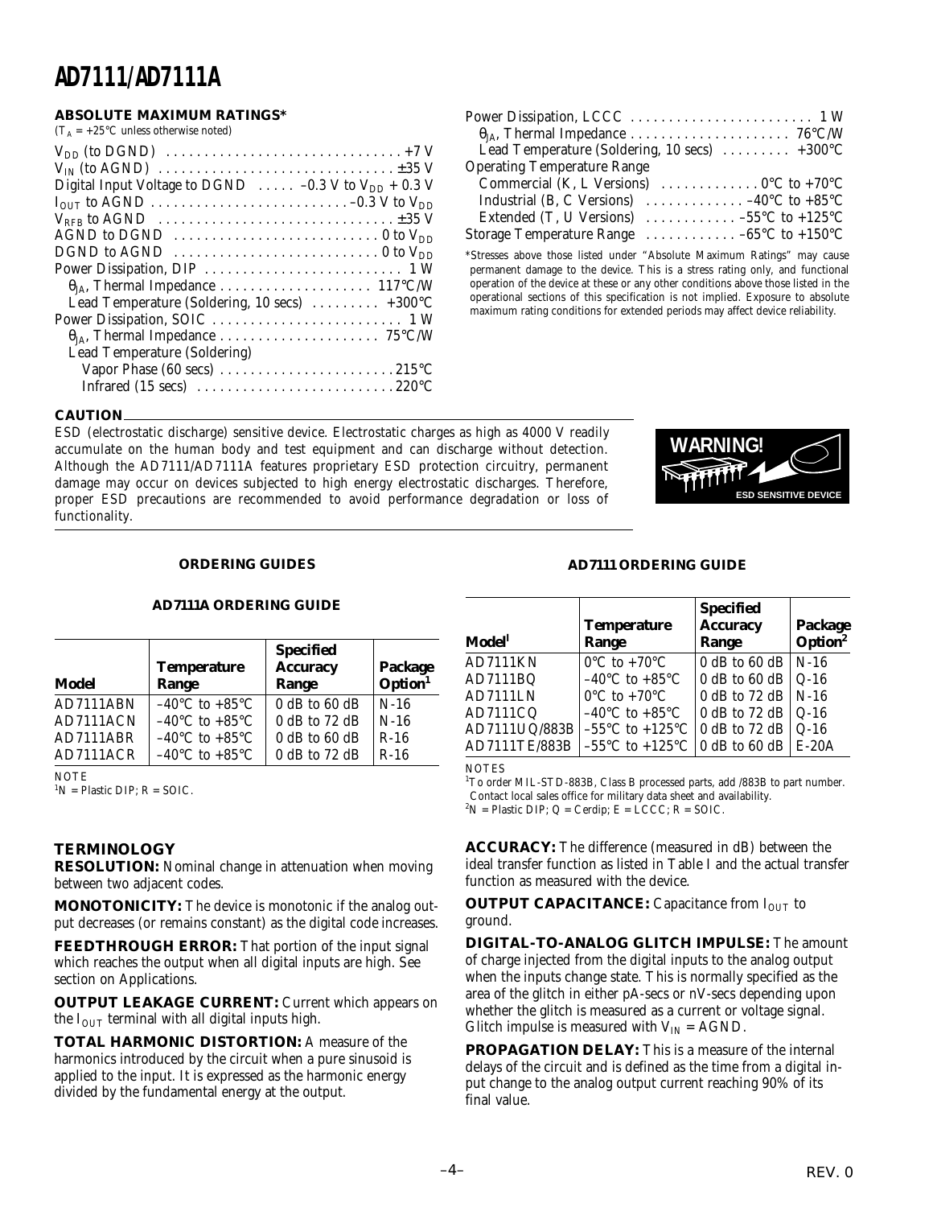## ABSOLUTE MAXIMUM RATINGS*

($T_A$ = +25°C unless otherwise noted)

$V_{DD}$ (to DGND) . . . . . . . . . . . . . . . . . . . . . . . . . . . . . . +7 V
$V_{IN}$ (to AGND) . . . . . . . . . . . . . . . . . . . . . . . . . . . . . . ±35 V
Digital Input Voltage to DGND . . . . . –0.3 V to $V_{DD}$ + 0.3 V
$I_{OUT}$ to AGND . . . . . . . . . . . . . . . . . . . . . . . . . –0.3 V to $V_{DD}$
$V_{RFB}$ to AGND . . . . . . . . . . . . . . . . . . . . . . . . . . . . . . ±35 V
AGND to DGND . . . . . . . . . . . . . . . . . . . . . . . . . . . 0 to $V_{DD}$
DGND to AGND . . . . . . . . . . . . . . . . . . . . . . . . . . . 0 to $V_{DD}$
Power Dissipation, DIP . . . . . . . . . . . . . . . . . . . . . . . . . . 1 W
  $\theta_{JA}$, Thermal Impedance . . . . . . . . . . . . . . . . . . . . 117°C/W
  Lead Temperature (Soldering, 10 secs) . . . . . . . . . +300°C
Power Dissipation, SOIC . . . . . . . . . . . . . . . . . . . . . . . . . 1 W
  $\theta_{JA}$, Thermal Impedance . . . . . . . . . . . . . . . . . . . . . 75°C/W
  Lead Temperature (Soldering)
    Vapor Phase (60 secs) . . . . . . . . . . . . . . . . . . . . . . . 215°C
    Infrared (15 secs) . . . . . . . . . . . . . . . . . . . . . . . . . . 220°C
Power Dissipation, LCCC . . . . . . . . . . . . . . . . . . . . . . . . 1 W
  $\theta_{JA}$, Thermal Impedance . . . . . . . . . . . . . . . . . . . . . 76°C/W
  Lead Temperature (Soldering, 10 secs) . . . . . . . . . +300°C
Operating Temperature Range
  Commercial (K, L Versions) . . . . . . . . . . . . 0°C to +70°C
  Industrial (B, C Versions) . . . . . . . . . . . . –40°C to +85°C
  Extended (T, U Versions) . . . . . . . . . . . –55°C to +125°C
Storage Temperature Range . . . . . . . . . . . –65°C to +150°C

*Stresses above those listed under "Absolute Maximum Ratings" may cause permanent damage to the device. This is a stress rating only, and functional operation of the device at these or any other conditions above those listed in the operational sections of this specification is not implied. Exposure to absolute maximum rating conditions for extended periods may affect device reliability.

### CAUTION

ESD (electrostatic discharge) sensitive device. Electrostatic charges as high as 4000 V readily accumulate on the human body and test equipment and can discharge without detection. Although the AD7111/AD7111A features proprietary ESD protection circuitry, permanent damage may occur on devices subjected to high energy electrostatic discharges. Therefore, proper ESD precautions are recommended to avoid performance degradation or loss of functionality.

WARNING! ESD SENSITIVE DEVICE

## ORDERING GUIDES

### AD7111A ORDERING GUIDE

| Model | Temperature Range | Specified Accuracy Range | Package Option[1] |
|---|---|---|---|
| AD7111ABN | –40°C to +85°C | 0 dB to 60 dB | N-16 |
| AD7111ACN | –40°C to +85°C | 0 dB to 72 dB | N-16 |
| AD7111ABR | –40°C to +85°C | 0 dB to 60 dB | R-16 |
| AD7111ACR | –40°C to +85°C | 0 dB to 72 dB | R-16 |

NOTE
[1]N = Plastic DIP; R = SOIC.

### AD7111 ORDERING GUIDE

| Model[1] | Temperature Range | Specified Accuracy Range | Package Option[2] |
|---|---|---|---|
| AD7111KN | 0°C to +70°C | 0 dB to 60 dB | N-16 |
| AD7111BQ | –40°C to +85°C | 0 dB to 60 dB | Q-16 |
| AD7111LN | 0°C to +70°C | 0 dB to 72 dB | N-16 |
| AD7111CQ | –40°C to +85°C | 0 dB to 72 dB | Q-16 |
| AD7111UQ/883B | –55°C to +125°C | 0 dB to 72 dB | Q-16 |
| AD7111TE/883B | –55°C to +125°C | 0 dB to 60 dB | E-20A |

NOTES
[1]To order MIL-STD-883B, Class B processed parts, add /883B to part number. Contact local sales office for military data sheet and availability.
[2]N = Plastic DIP; Q = Cerdip; E = LCCC; R = SOIC.

## TERMINOLOGY

**RESOLUTION:** Nominal change in attenuation when moving between two adjacent codes.

**MONOTONICITY:** The device is monotonic if the analog output decreases (or remains constant) as the digital code increases.

**FEEDTHROUGH ERROR:** That portion of the input signal which reaches the output when all digital inputs are high. See section on Applications.

**OUTPUT LEAKAGE CURRENT:** Current which appears on the $I_{OUT}$ terminal with all digital inputs high.

**TOTAL HARMONIC DISTORTION:** A measure of the harmonics introduced by the circuit when a pure sinusoid is applied to the input. It is expressed as the harmonic energy divided by the fundamental energy at the output.

**ACCURACY:** The difference (measured in dB) between the ideal transfer function as listed in Table I and the actual transfer function as measured with the device.

**OUTPUT CAPACITANCE:** Capacitance from $I_{OUT}$ to ground.

**DIGITAL-TO-ANALOG GLITCH IMPULSE:** The amount of charge injected from the digital inputs to the analog output when the inputs change state. This is normally specified as the area of the glitch in either pA-secs or nV-secs depending upon whether the glitch is measured as a current or voltage signal. Glitch impulse is measured with $V_{IN}$ = AGND.

**PROPAGATION DELAY:** This is a measure of the internal delays of the circuit and is defined as the time from a digital input change to the analog output current reaching 90% of its final value.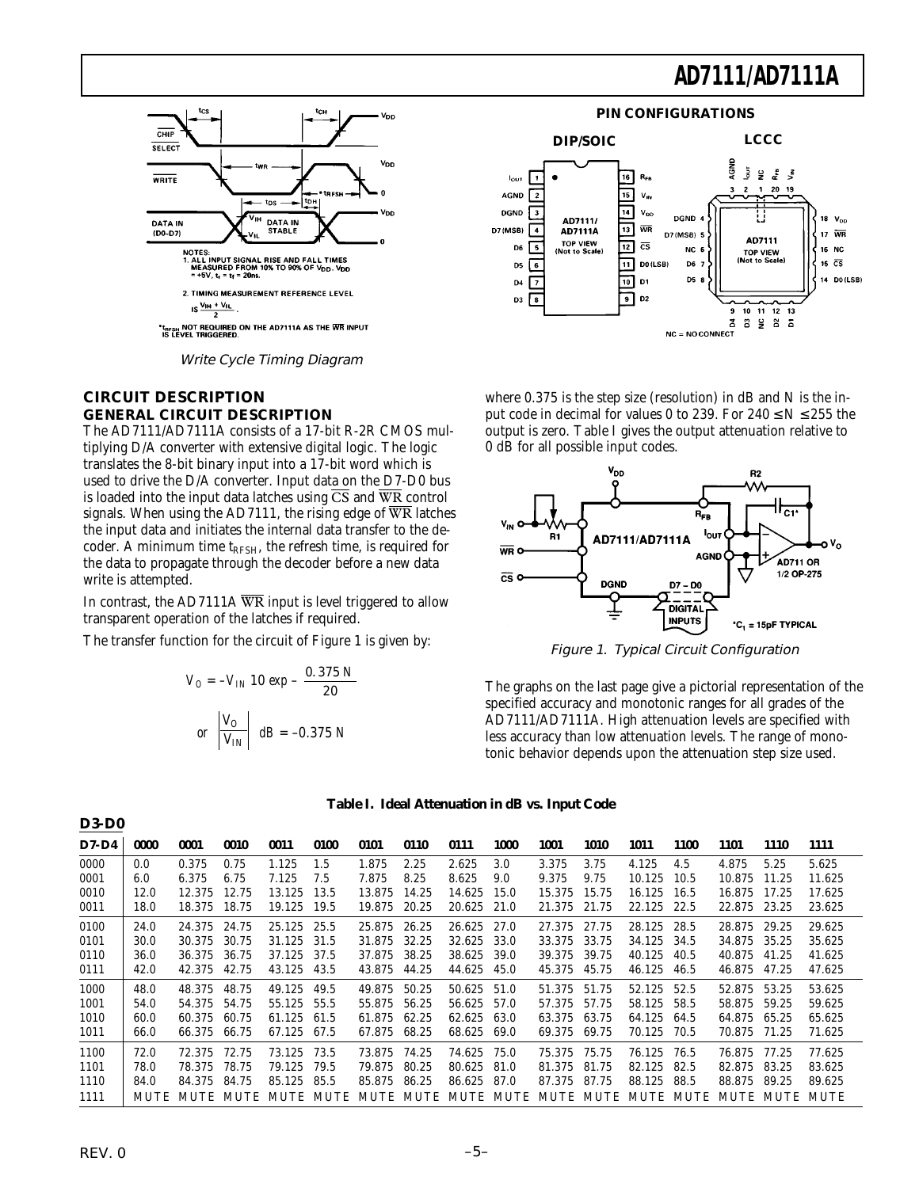Write Cycle Timing Diagram

## CIRCUIT DESCRIPTION

### GENERAL CIRCUIT DESCRIPTION

The AD7111/AD7111A consists of a 17-bit R-2R CMOS multiplying D/A converter with extensive digital logic. The logic translates the 8-bit binary input into a 17-bit word which is used to drive the D/A converter. Input data on the D7-D0 bus is loaded into the input data latches using $\overline{CS}$ and $\overline{WR}$ control signals. When using the AD7111, the rising edge of $\overline{WR}$ latches the input data and initiates the internal data transfer to the decoder. A minimum time $t_{RFSH}$, the refresh time, is required for the data to propagate through the decoder before a new data write is attempted.

In contrast, the AD7111A $\overline{WR}$ input is level triggered to allow transparent operation of the latches if required.

The transfer function for the circuit of Figure 1 is given by:

$$V_O = -V_{IN}\ 10\ exp - \frac{0.375\ N}{20}$$

$$or\ \left|\frac{V_O}{V_{IN}}\right|\ dB = -0.375\ N$$

where 0.375 is the step size (resolution) in dB and N is the input code in decimal for values 0 to 239. For $240 \leq N \leq 255$ the output is zero. Table I gives the output attenuation relative to 0 dB for all possible input codes.

Figure 1. Typical Circuit Configuration

The graphs on the last page give a pictorial representation of the specified accuracy and monotonic ranges for all grades of the AD7111/AD7111A. High attenuation levels are specified with less accuracy than low attenuation levels. The range of monotonic behavior depends upon the attenuation step size used.

**Table I. Ideal Attenuation in dB vs. Input Code**

| D7-D4 \ D3-D0 | 0000 | 0001 | 0010 | 0011 | 0100 | 0101 | 0110 | 0111 | 1000 | 1001 | 1010 | 1011 | 1100 | 1101 | 1110 | 1111 |
|---|---|---|---|---|---|---|---|---|---|---|---|---|---|---|---|---|
| 0000 | 0.0 | 0.375 | 0.75 | 1.125 | 1.5 | 1.875 | 2.25 | 2.625 | 3.0 | 3.375 | 3.75 | 4.125 | 4.5 | 4.875 | 5.25 | 5.625 |
| 0001 | 6.0 | 6.375 | 6.75 | 7.125 | 7.5 | 7.875 | 8.25 | 8.625 | 9.0 | 9.375 | 9.75 | 10.125 | 10.5 | 10.875 | 11.25 | 11.625 |
| 0010 | 12.0 | 12.375 | 12.75 | 13.125 | 13.5 | 13.875 | 14.25 | 14.625 | 15.0 | 15.375 | 15.75 | 16.125 | 16.5 | 16.875 | 17.25 | 17.625 |
| 0011 | 18.0 | 18.375 | 18.75 | 19.125 | 19.5 | 19.875 | 20.25 | 20.625 | 21.0 | 21.375 | 21.75 | 22.125 | 22.5 | 22.875 | 23.25 | 23.625 |
| 0100 | 24.0 | 24.375 | 24.75 | 25.125 | 25.5 | 25.875 | 26.25 | 26.625 | 27.0 | 27.375 | 27.75 | 28.125 | 28.5 | 28.875 | 29.25 | 29.625 |
| 0101 | 30.0 | 30.375 | 30.75 | 31.125 | 31.5 | 31.875 | 32.25 | 32.625 | 33.0 | 33.375 | 33.75 | 34.125 | 34.5 | 34.875 | 35.25 | 35.625 |
| 0110 | 36.0 | 36.375 | 36.75 | 37.125 | 37.5 | 37.875 | 38.25 | 38.625 | 39.0 | 39.375 | 39.75 | 40.125 | 40.5 | 40.875 | 41.25 | 41.625 |
| 0111 | 42.0 | 42.375 | 42.75 | 43.125 | 43.5 | 43.875 | 44.25 | 44.625 | 45.0 | 45.375 | 45.75 | 46.125 | 46.5 | 46.875 | 47.25 | 47.625 |
| 1000 | 48.0 | 48.375 | 48.75 | 49.125 | 49.5 | 49.875 | 50.25 | 50.625 | 51.0 | 51.375 | 51.75 | 52.125 | 52.5 | 52.875 | 53.25 | 53.625 |
| 1001 | 54.0 | 54.375 | 54.75 | 55.125 | 55.5 | 55.875 | 56.25 | 56.625 | 57.0 | 57.375 | 57.75 | 58.125 | 58.5 | 58.875 | 59.25 | 59.625 |
| 1010 | 60.0 | 60.375 | 60.75 | 61.125 | 61.5 | 61.875 | 62.25 | 62.625 | 63.0 | 63.375 | 63.75 | 64.125 | 64.5 | 64.875 | 65.25 | 65.625 |
| 1011 | 66.0 | 66.375 | 66.75 | 67.125 | 67.5 | 67.875 | 68.25 | 68.625 | 69.0 | 69.375 | 69.75 | 70.125 | 70.5 | 70.875 | 71.25 | 71.625 |
| 1100 | 72.0 | 72.375 | 72.75 | 73.125 | 73.5 | 73.875 | 74.25 | 74.625 | 75.0 | 75.375 | 75.75 | 76.125 | 76.5 | 76.875 | 77.25 | 77.625 |
| 1101 | 78.0 | 78.375 | 78.75 | 79.125 | 79.5 | 79.875 | 80.25 | 80.625 | 81.0 | 81.375 | 81.75 | 82.125 | 82.5 | 82.875 | 83.25 | 83.625 |
| 1110 | 84.0 | 84.375 | 84.75 | 85.125 | 85.5 | 85.875 | 86.25 | 86.625 | 87.0 | 87.375 | 87.75 | 88.125 | 88.5 | 88.875 | 89.25 | 89.625 |
| 1111 | MUTE | MUTE | MUTE | MUTE | MUTE | MUTE | MUTE | MUTE | MUTE | MUTE | MUTE | MUTE | MUTE | MUTE | MUTE | MUTE |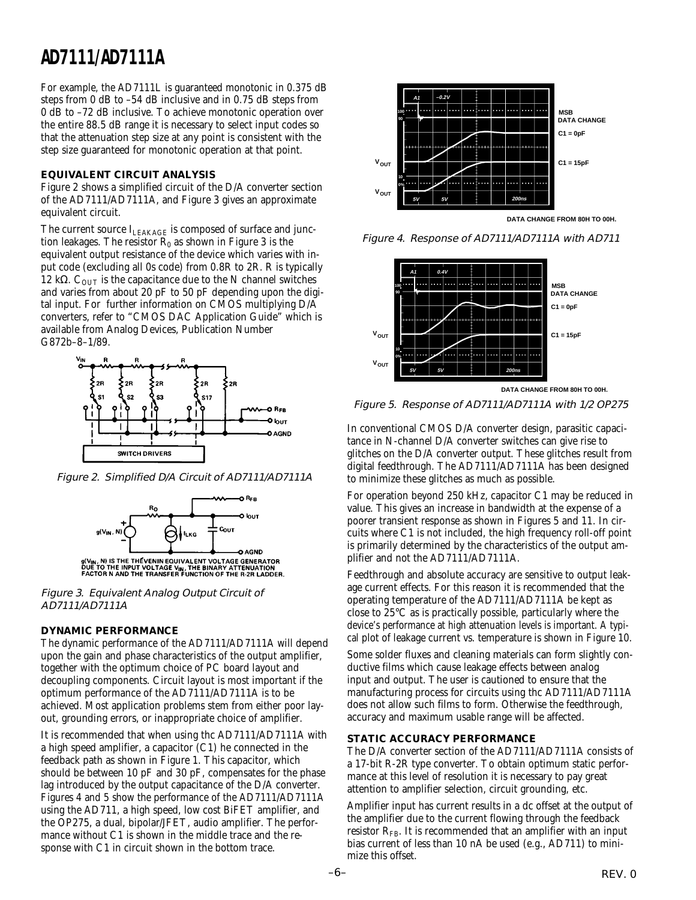For example, the AD7111L is guaranteed monotonic in 0.375 dB steps from 0 dB to –54 dB inclusive and in 0.75 dB steps from 0 dB to –72 dB inclusive. To achieve monotonic operation over the entire 88.5 dB range it is necessary to select input codes so that the attenuation step size at any point is consistent with the step size guaranteed for monotonic operation at that point.

### EQUIVALENT CIRCUIT ANALYSIS

Figure 2 shows a simplified circuit of the D/A converter section of the AD7111/AD7111A, and Figure 3 gives an approximate equivalent circuit.

The current source $I_{LEAKAGE}$ is composed of surface and junction leakages. The resistor $R_0$ as shown in Figure 3 is the equivalent output resistance of the device which varies with input code (excluding all 0s code) from 0.8R to 2R. R is typically 12 kΩ. $C_{OUT}$ is the capacitance due to the N channel switches and varies from about 20 pF to 50 pF depending upon the digital input. For further information on CMOS multiplying D/A converters, refer to "CMOS DAC Application Guide" which is available from Analog Devices, Publication Number G872b–8–1/89.

*Figure 2. Simplified D/A Circuit of AD7111/AD7111A*

g($V_{IN}$, N) IS THE THÉVENIN EQUIVALENT VOLTAGE GENERATOR DUE TO THE INPUT VOLTAGE $V_{IN}$, THE BINARY ATTENUATION FACTOR N AND THE TRANSFER FUNCTION OF THE R-2R LADDER.

*Figure 3. Equivalent Analog Output Circuit of AD7111/AD7111A*

### DYNAMIC PERFORMANCE

The dynamic performance of the AD7111/AD7111A will depend upon the gain and phase characteristics of the output amplifier, together with the optimum choice of PC board layout and decoupling components. Circuit layout is most important if the optimum performance of the AD7111/AD7111A is to be achieved. Most application problems stem from either poor layout, grounding errors, or inappropriate choice of amplifier.

It is recommended that when using thc AD7111/AD7111A with a high speed amplifier, a capacitor (C1) he connected in the feedback path as shown in Figure 1. This capacitor, which should be between 10 pF and 30 pF, compensates for the phase lag introduced by the output capacitance of the D/A converter. Figures 4 and 5 show the performance of the AD7111/AD7111A using the AD711, a high speed, low cost BiFET amplifier, and the OP275, a dual, bipolar/JFET, audio amplifier. The performance without C1 is shown in the middle trace and the response with C1 in circuit shown in the bottom trace.

DATA CHANGE FROM 80H TO 00H.

*Figure 4. Response of AD7111/AD7111A with AD711*

DATA CHANGE FROM 80H TO 00H.

*Figure 5. Response of AD7111/AD7111A with 1/2 OP275*

In conventional CMOS D/A converter design, parasitic capacitance in N-channel D/A converter switches can give rise to glitches on the D/A converter output. These glitches result from digital feedthrough. The AD7111/AD7111A has been designed to minimize these glitches as much as possible.

For operation beyond 250 kHz, capacitor C1 may be reduced in value. This gives an increase in bandwidth at the expense of a poorer transient response as shown in Figures 5 and 11. In circuits where C1 is not included, the high frequency roll-off point is primarily determined by the characteristics of the output amplifier and not the AD7111/AD7111A.

Feedthrough and absolute accuracy are sensitive to output leakage current effects. For this reason it is recommended that the operating temperature of the AD7111/AD7111A be kept as close to 25°C as is practically possible, particularly where the device's performance at high attenuation levels is important. A typical plot of leakage current vs. temperature is shown in Figure 10.

Some solder fluxes and cleaning materials can form slightly conductive films which cause leakage effects between analog input and output. The user is cautioned to ensure that the manufacturing process for circuits using thc AD7111/AD7111A does not allow such films to form. Otherwise the feedthrough, accuracy and maximum usable range will be affected.

### STATIC ACCURACY PERFORMANCE

The D/A converter section of the AD7111/AD7111A consists of a 17-bit R-2R type converter. To obtain optimum static performance at this level of resolution it is necessary to pay great attention to amplifier selection, circuit grounding, etc.

Amplifier input has current results in a dc offset at the output of the amplifier due to the current flowing through the feedback resistor $R_{FB}$. It is recommended that an amplifier with an input bias current of less than 10 nA be used (e.g., AD711) to minimize this offset.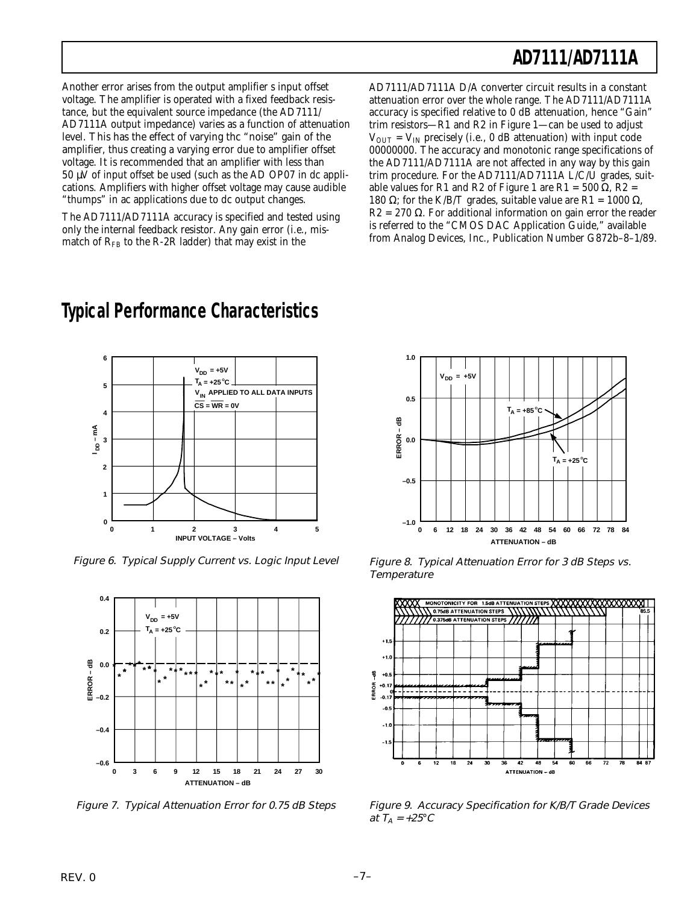Another error arises from the output amplifier s input offset voltage. The amplifier is operated with a fixed feedback resistance, but the equivalent source impedance (the AD7111/AD7111A output impedance) varies as a function of attenuation level. This has the effect of varying thc "noise" gain of the amplifier, thus creating a varying error due to amplifier offset voltage. It is recommended that an amplifier with less than 50 µV of input offset be used (such as the AD OP07 in dc applications. Amplifiers with higher offset voltage may cause audible "thumps" in ac applications due to dc output changes.

The AD7111/AD7111A accuracy is specified and tested using only the internal feedback resistor. Any gain error (i.e., mismatch of $R_{FB}$ to the R-2R ladder) that may exist in the AD7111/AD7111A D/A converter circuit results in a constant attenuation error over the whole range. The AD7111/AD7111A accuracy is specified relative to 0 dB attenuation, hence "Gain" trim resistors—R1 and R2 in Figure 1—can be used to adjust $V_{OUT} = V_{IN}$ precisely (i.e., 0 dB attenuation) with input code 00000000. The accuracy and monotonic range specifications of the AD7111/AD7111A are not affected in any way by this gain trim procedure. For the AD7111/AD7111A L/C/U grades, suitable values for R1 and R2 of Figure 1 are R1 = 500 Ω, R2 = 180 Ω; for the K/B/T grades, suitable value are R1 = 1000 Ω, R2 = 270 Ω. For additional information on gain error the reader is referred to the "CMOS DAC Application Guide," available from Analog Devices, Inc., Publication Number G872b–8–1/89.

# Typical Performance Characteristics

*Figure 6. Typical Supply Current vs. Logic Input Level*

*Figure 7. Typical Attenuation Error for 0.75 dB Steps*

*Figure 8. Typical Attenuation Error for 3 dB Steps vs. Temperature*

*Figure 9. Accuracy Specification for K/B/T Grade Devices at $T_A = +25°C$*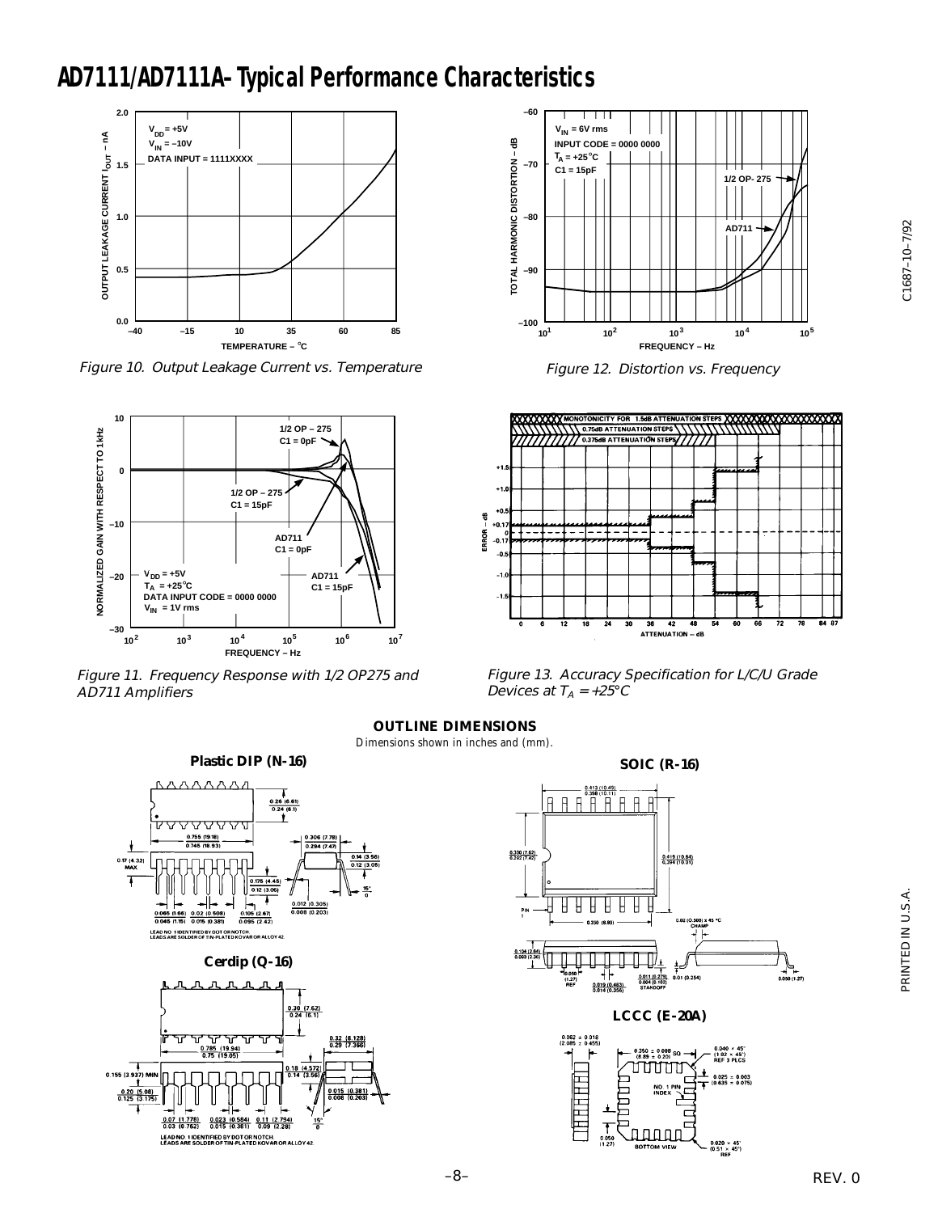# AD7111/AD7111A–Typical Performance Characteristics

2.0
1.5
1.0
0.5
0.0
OUTPUT LEAKAGE CURRENT $I_{OUT}$ – nA
$V_{DD}$ = +5V
$V_{IN}$ = –10V
DATA INPUT = 1111XXXX
–40 –15 10 35 60 85
TEMPERATURE – °C

*Figure 10. Output Leakage Current vs. Temperature*

–60
–70
–80
–90
–100
TOTAL HARMONIC DISTORTION – dB
$V_{IN}$ = 6V rms
INPUT CODE = 0000 0000
$T_A$ = +25°C
C1 = 15pF
1/2 OP- 275
AD711
$10^1$ $10^2$ $10^3$ $10^4$ $10^5$
FREQUENCY – Hz

*Figure 12. Distortion vs. Frequency*

10
0
–10
–20
–30
NORMALIZED GAIN WITH RESPECT TO 1kHz
1/2 OP – 275
C1 = 0pF
1/2 OP – 275
C1 = 15pF
AD711
C1 = 0pF
AD711
C1 = 15pF
$V_{DD}$ = +5V
$T_A$ = +25°C
DATA INPUT CODE = 0000 0000
$V_{IN}$ = 1V rms
$10^2$ $10^3$ $10^4$ $10^5$ $10^6$ $10^7$
FREQUENCY – Hz

*Figure 11. Frequency Response with 1/2 OP275 and AD711 Amplifiers*

MONOTONICITY FOR 1.5dB ATTENUATION STEPS
0.75dB ATTENUATION STEPS
0.375dB ATTENUATION STEPS
+1.5
+1.0
+0.5
+0.17
0
–0.17
–0.5
–1.0
–1.5
ERROR – dB
0 6 12 18 24 30 36 42 48 54 60 66 72 78 84 87
ATTENUATION – dB

*Figure 13. Accuracy Specification for L/C/U Grade Devices at $T_A$ = +25°C*

## OUTLINE DIMENSIONS

Dimensions shown in inches and (mm).

### Plastic DIP (N-16)

0.26 (6.61)
0.24 (6.1)
0.755 (19.18)
0.745 (18.93)
0.306 (7.78)
0.294 (7.47)
0.17 (4.32) MAX
0.14 (3.56)
0.12 (3.05)
0.175 (4.45)
0.12 (3.05)
15°
0°
0.012 (0.305)
0.008 (0.203)
0.065 (1.66)
0.045 (1.15)
0.02 (0.508)
0.015 (0.381)
0.105 (2.67)
0.095 (2.42)

LEAD NO. 1 IDENTIFIED BY DOT OR NOTCH.
LEADS ARE SOLDER OR TIN-PLATED KOVAR OR ALLOY 42.

### Cerdip (Q-16)

0.30 (7.62)
0.24 (6.1)
0.32 (8.128)
0.29 (7.366)
0.785 (19.94)
0.75 (19.05)
0.18 (4.572)
0.14 (3.56)
0.155 (3.937) MIN
0.20 (5.08)
0.125 (3.175)
0.015 (0.381)
0.008 (0.203)
0.07 (1.778)
0.03 (0.762)
0.023 (0.584)
0.015 (0.381)
0.11 (2.794)
0.09 (2.28)
15°
0°

LEAD NO. 1 IDENTIFIED BY DOT OR NOTCH.
LEADS ARE SOLDER OR TIN-PLATED KOVAR OR ALLOY 42.

### SOIC (R-16)

0.413 (10.49)
0.398 (10.11)
0.300 (7.62)
0.292 (7.42)
0.419 (10.64)
0.394 (10.01)
PIN 1
0.350 (8.89)
0.02 (0.508) x 45 °C CHAMF
0.104 (2.64)
0.093 (2.36)
0.050 (1.27) REF
0.019 (0.483)
0.014 (0.356)
0.011 (0.279)
0.004 (0.102) STANDOFF
0.01 (0.254)
0.050 (1.27)

### LCCC (E-20A)

0.082 ± 0.018
(2.085 ± 0.455)
0.350 ± 0.008 SQ
(8.89 ± 0.20)
0.040 × 45°
(1.02 × 45°)
REF 3 PLCS
0.025 ± 0.003
(0.635 ± 0.075)
NO. 1 PIN INDEX
0.050
(1.27)
BOTTOM VIEW
0.020 × 45°
(0.51 × 45°)
REF